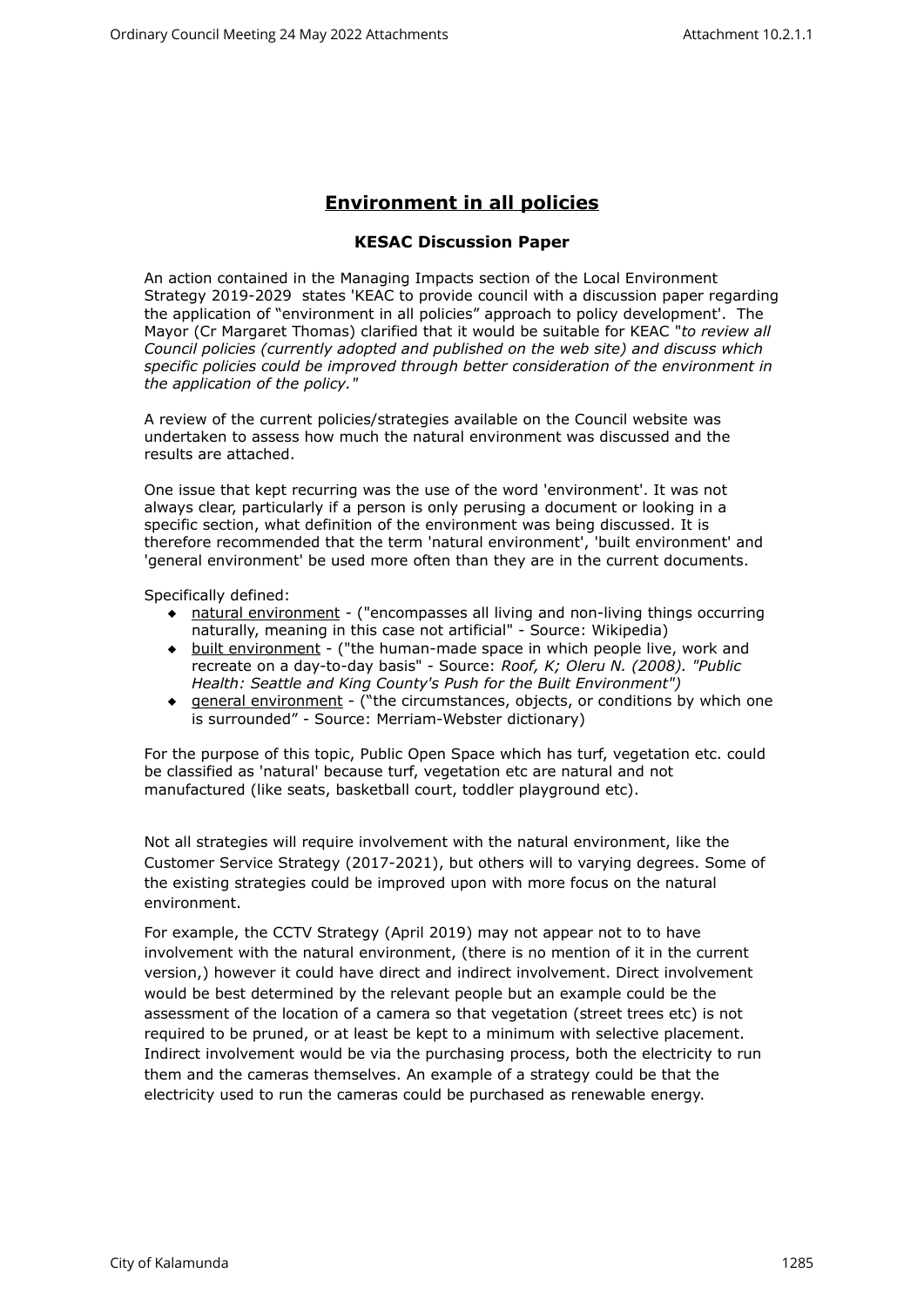# Environment in all policies

## KESAC Discussion Paper

An action contained in the Managing Impacts section of the Local Environment Strategy 2019-2029 states 'KEAC to provide council with a discussion paper regarding the application of "environment in all policies" approach to policy development'. The Mayor (Cr Margaret Thomas) clarified that it would be suitable for KEAC "*to review all Council policies (currently adopted and published on the web site) and discuss which specific policies could be improved through better consideration of the environment in the application of the policy.*"

A review of the current policies/strategies available on the Council website was undertaken to assess how much the natural environment was discussed and the results are attached.

One issue that kept recurring was the use of the word 'environment'. It was not always clear, particularly if a person is only perusing a document or looking in a specific section, what definition of the environment was being discussed. It is therefore recommended that the term 'natural environment', 'built environment' and 'general environment' be used more often than they are in the current documents.

Specifically defined:

- natural environment - ("encompasses all living and non-living things occurring naturally, meaning in this case not artificial" - Source: Wikipedia)
- built environment - ("the human-made space in which people live, work and recreate on a day-to-day basis" - Source: *Roof, K; Oleru N. (2008). "Public Health: Seattle and King County's Push for the Built Environment")*
- general environment - ("the circumstances, objects, or conditions by which one is surrounded" - Source: Merriam-Webster dictionary)

For the purpose of this topic, Public Open Space which has turf, vegetation etc. could be classified as 'natural' because turf, vegetation etc are natural and not manufactured (like seats, basketball court, toddler playground etc).

Not all strategies will require involvement with the natural environment, like the Customer Service Strategy (2017-2021), but others will to varying degrees. Some of the existing strategies could be improved upon with more focus on the natural environment.

For example, the CCTV Strategy (April 2019) may not appear not to to have involvement with the natural environment, (there is no mention of it in the current version,) however it could have direct and indirect involvement. Direct involvement would be best determined by the relevant people but an example could be the assessment of the location of a camera so that vegetation (street trees etc) is not required to be pruned, or at least be kept to a minimum with selective placement. Indirect involvement would be via the purchasing process, both the electricity to run them and the cameras themselves. An example of a strategy could be that the electricity used to run the cameras could be purchased as renewable energy.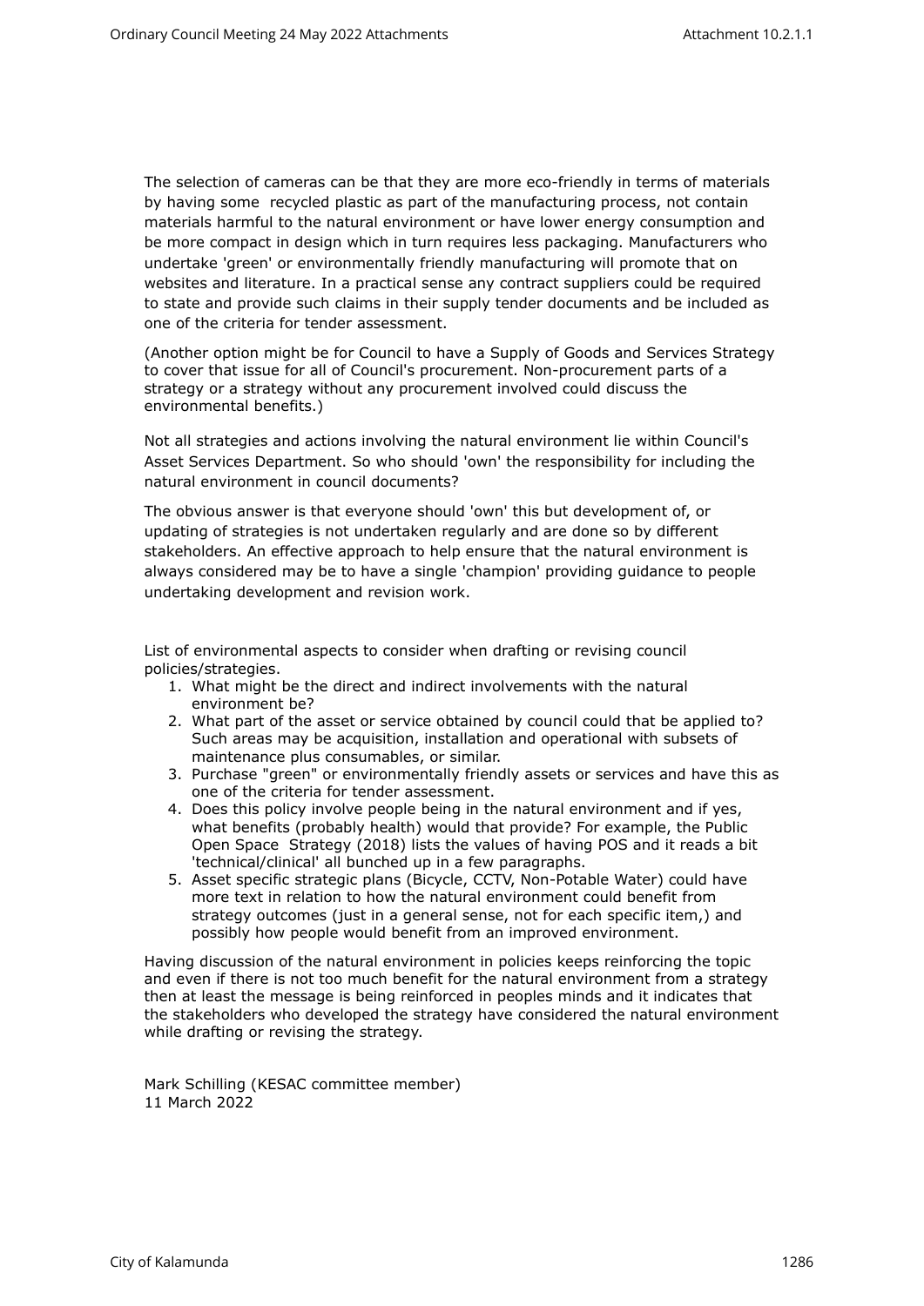The selection of cameras can be that they are more eco-friendly in terms of materials by having some recycled plastic as part of the manufacturing process, not contain materials harmful to the natural environment or have lower energy consumption and be more compact in design which in turn requires less packaging. Manufacturers who undertake 'green' or environmentally friendly manufacturing will promote that on websites and literature. In a practical sense any contract suppliers could be required to state and provide such claims in their supply tender documents and be included as one of the criteria for tender assessment.

(Another option might be for Council to have a Supply of Goods and Services Strategy to cover that issue for all of Council's procurement. Non-procurement parts of a strategy or a strategy without any procurement involved could discuss the environmental benefits.)

Not all strategies and actions involving the natural environment lie within Council's Asset Services Department. So who should 'own' the responsibility for including the natural environment in council documents?

The obvious answer is that everyone should 'own' this but development of, or updating of strategies is not undertaken regularly and are done so by different stakeholders. An effective approach to help ensure that the natural environment is always considered may be to have a single 'champion' providing guidance to people undertaking development and revision work.

List of environmental aspects to consider when drafting or revising council policies/strategies.

1. What might be the direct and indirect involvements with the natural environment be?
2. What part of the asset or service obtained by council could that be applied to? Such areas may be acquisition, installation and operational with subsets of maintenance plus consumables, or similar.
3. Purchase "green" or environmentally friendly assets or services and have this as one of the criteria for tender assessment.
4. Does this policy involve people being in the natural environment and if yes, what benefits (probably health) would that provide? For example, the Public Open Space Strategy (2018) lists the values of having POS and it reads a bit 'technical/clinical' all bunched up in a few paragraphs.
5. Asset specific strategic plans (Bicycle, CCTV, Non-Potable Water) could have more text in relation to how the natural environment could benefit from strategy outcomes (just in a general sense, not for each specific item,) and possibly how people would benefit from an improved environment.

Having discussion of the natural environment in policies keeps reinforcing the topic and even if there is not too much benefit for the natural environment from a strategy then at least the message is being reinforced in peoples minds and it indicates that the stakeholders who developed the strategy have considered the natural environment while drafting or revising the strategy.

Mark Schilling (KESAC committee member)
11 March 2022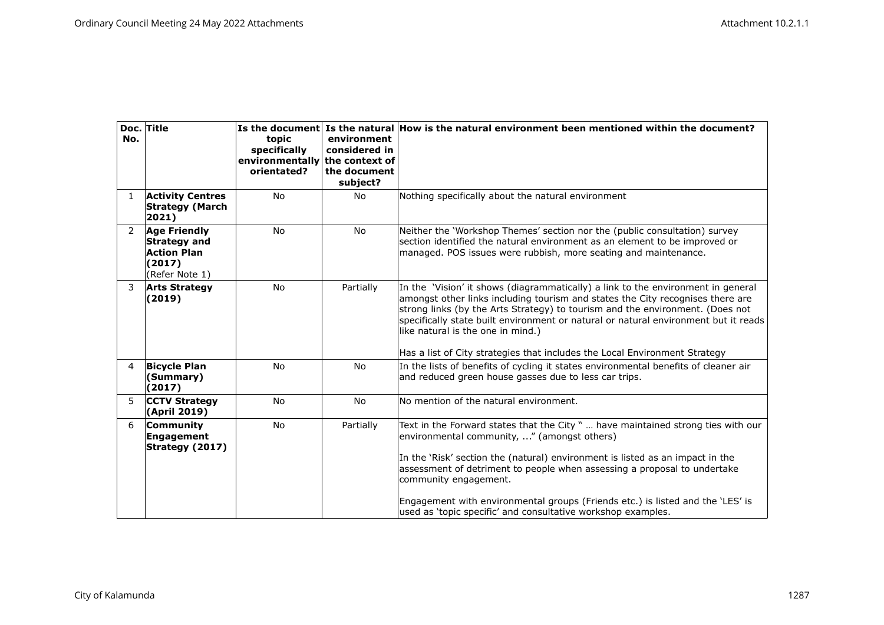| Doc. No. | Title | Is the document topic specifically environmentally orientated? | Is the natural environment considered in the context of the document subject? | How is the natural environment been mentioned within the document? |
|---|---|---|---|---|
| 1 | **Activity Centres Strategy (March 2021)** | No | No | Nothing specifically about the natural environment |
| 2 | **Age Friendly Strategy and Action Plan (2017)** (Refer Note 1) | No | No | Neither the 'Workshop Themes' section nor the (public consultation) survey section identified the natural environment as an element to be improved or managed. POS issues were rubbish, more seating and maintenance. |
| 3 | **Arts Strategy (2019)** | No | Partially | In the 'Vision' it shows (diagrammatically) a link to the environment in general amongst other links including tourism and states the City recognises there are strong links (by the Arts Strategy) to tourism and the environment. (Does not specifically state built environment or natural or natural environment but it reads like natural is the one in mind.)<br><br>Has a list of City strategies that includes the Local Environment Strategy |
| 4 | **Bicycle Plan (Summary) (2017)** | No | No | In the lists of benefits of cycling it states environmental benefits of cleaner air and reduced green house gasses due to less car trips. |
| 5 | **CCTV Strategy (April 2019)** | No | No | No mention of the natural environment. |
| 6 | **Community Engagement Strategy (2017)** | No | Partially | Text in the Forward states that the City " … have maintained strong ties with our environmental community, ..." (amongst others)<br><br>In the 'Risk' section the (natural) environment is listed as an impact in the assessment of detriment to people when assessing a proposal to undertake community engagement.<br><br>Engagement with environmental groups (Friends etc.) is listed and the 'LES' is used as 'topic specific' and consultative workshop examples. |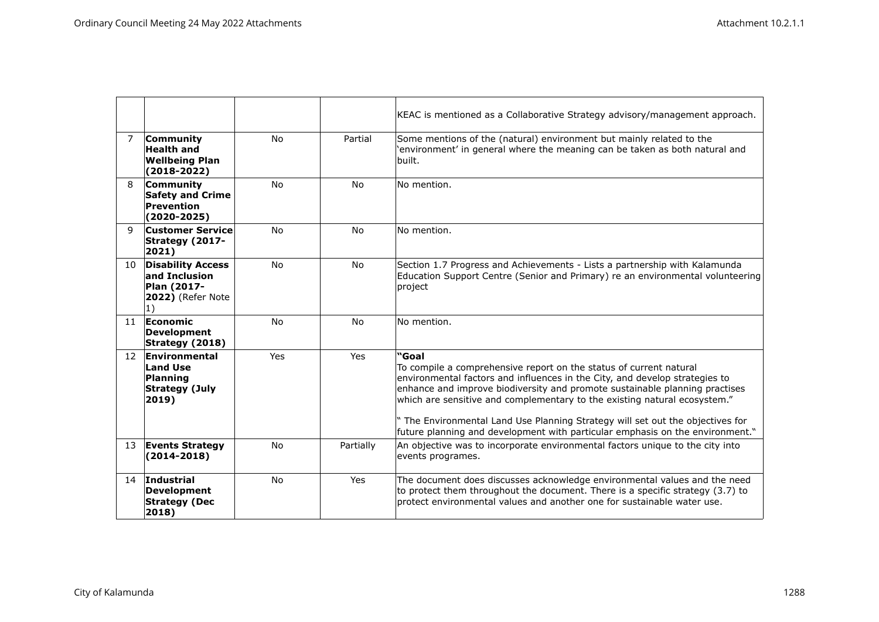|  |  |  |  | KEAC is mentioned as a Collaborative Strategy advisory/management approach. |
|---|---|---|---|---|
| 7 | **Community Health and Wellbeing Plan (2018-2022)** | No | Partial | Some mentions of the (natural) environment but mainly related to the 'environment' in general where the meaning can be taken as both natural and built. |
| 8 | **Community Safety and Crime Prevention (2020-2025)** | No | No | No mention. |
| 9 | **Customer Service Strategy (2017-2021)** | No | No | No mention. |
| 10 | **Disability Access and Inclusion Plan (2017-2022)** (Refer Note 1) | No | No | Section 1.7 Progress and Achievements - Lists a partnership with Kalamunda Education Support Centre (Senior and Primary) re an environmental volunteering project |
| 11 | **Economic Development Strategy (2018)** | No | No | No mention. |
| 12 | **Environmental Land Use Planning Strategy (July 2019)** | Yes | Yes | **"Goal** To compile a comprehensive report on the status of current natural environmental factors and influences in the City, and develop strategies to enhance and improve biodiversity and promote sustainable planning practises which are sensitive and complementary to the existing natural ecosystem." " The Environmental Land Use Planning Strategy will set out the objectives for future planning and development with particular emphasis on the environment." |
| 13 | **Events Strategy (2014-2018)** | No | Partially | An objective was to incorporate environmental factors unique to the city into events programes. |
| 14 | **Industrial Development Strategy (Dec 2018)** | No | Yes | The document does discusses acknowledge environmental values and the need to protect them throughout the document. There is a specific strategy (3.7) to protect environmental values and another one for sustainable water use. |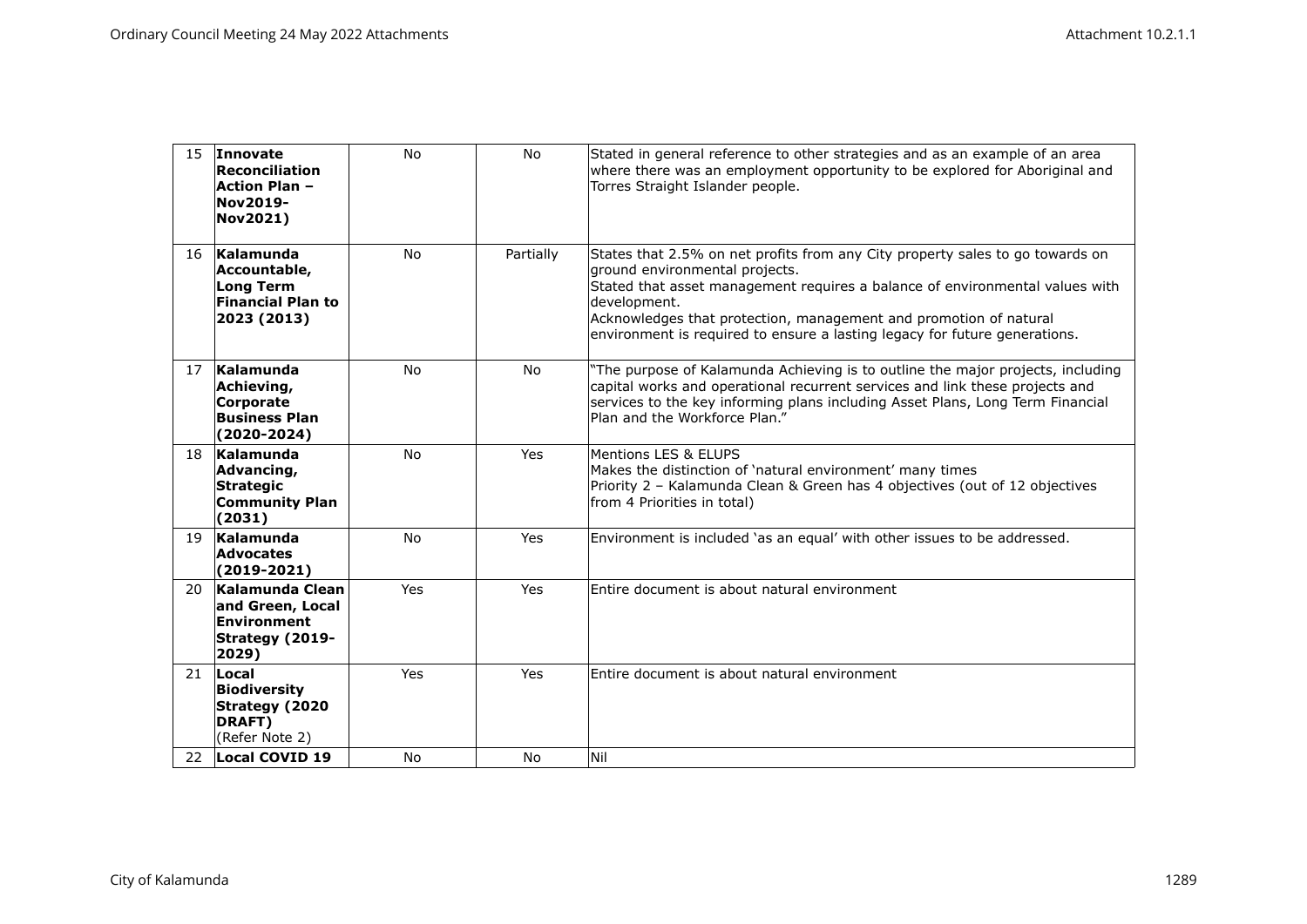| 15 | **Innovate Reconciliation Action Plan – Nov2019-Nov2021)** | No | No | Stated in general reference to other strategies and as an example of an area where there was an employment opportunity to be explored for Aboriginal and Torres Straight Islander people. |
|---|---|---|---|---|
| 16 | **Kalamunda Accountable, Long Term Financial Plan to 2023 (2013)** | No | Partially | States that 2.5% on net profits from any City property sales to go towards on ground environmental projects.<br>Stated that asset management requires a balance of environmental values with development.<br>Acknowledges that protection, management and promotion of natural environment is required to ensure a lasting legacy for future generations. |
| 17 | **Kalamunda Achieving, Corporate Business Plan (2020-2024)** | No | No | "The purpose of Kalamunda Achieving is to outline the major projects, including capital works and operational recurrent services and link these projects and services to the key informing plans including Asset Plans, Long Term Financial Plan and the Workforce Plan." |
| 18 | **Kalamunda Advancing, Strategic Community Plan (2031)** | No | Yes | Mentions LES & ELUPS<br>Makes the distinction of 'natural environment' many times<br>Priority 2 – Kalamunda Clean & Green has 4 objectives (out of 12 objectives from 4 Priorities in total) |
| 19 | **Kalamunda Advocates (2019-2021)** | No | Yes | Environment is included 'as an equal' with other issues to be addressed. |
| 20 | **Kalamunda Clean and Green, Local Environment Strategy (2019-2029)** | Yes | Yes | Entire document is about natural environment |
| 21 | **Local Biodiversity Strategy (2020 DRAFT)** (Refer Note 2) | Yes | Yes | Entire document is about natural environment |
| 22 | **Local COVID 19** | No | No | Nil |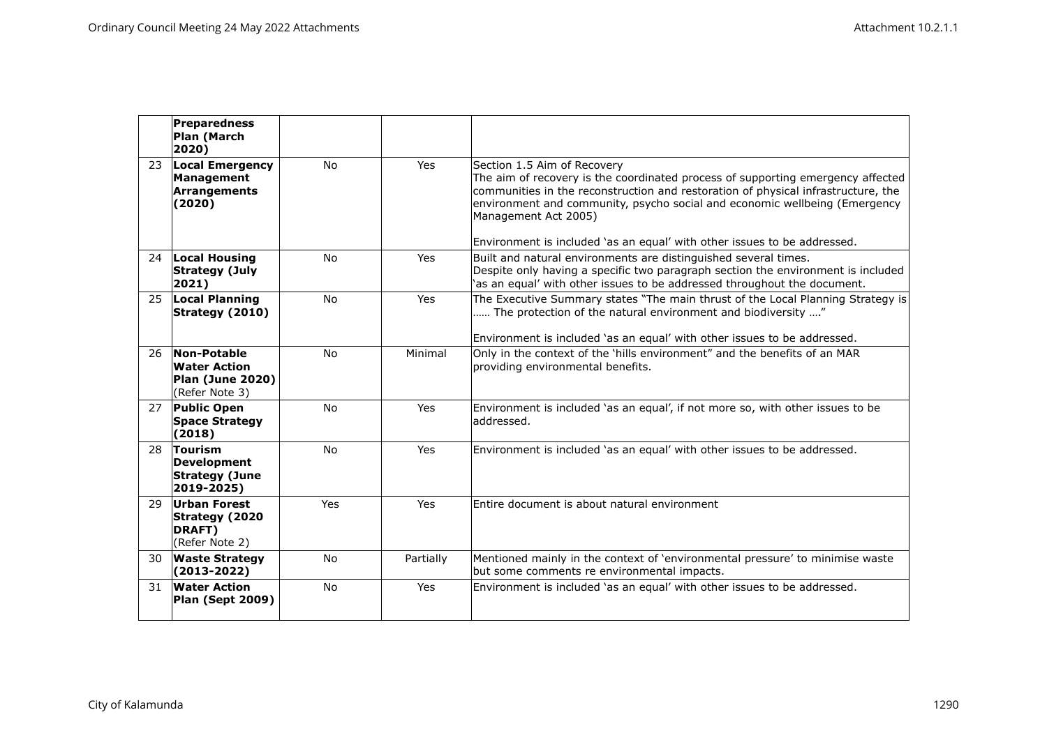| | **Preparedness Plan (March 2020)** | | | |
|---|---|---|---|---|
| 23 | **Local Emergency Management Arrangements (2020)** | No | Yes | Section 1.5 Aim of Recovery<br>The aim of recovery is the coordinated process of supporting emergency affected communities in the reconstruction and restoration of physical infrastructure, the environment and community, psycho social and economic wellbeing (Emergency Management Act 2005)<br><br>Environment is included 'as an equal' with other issues to be addressed. |
| 24 | **Local Housing Strategy (July 2021)** | No | Yes | Built and natural environments are distinguished several times.<br>Despite only having a specific two paragraph section the environment is included 'as an equal' with other issues to be addressed throughout the document. |
| 25 | **Local Planning Strategy (2010)** | No | Yes | The Executive Summary states "The main thrust of the Local Planning Strategy is …… The protection of the natural environment and biodiversity …."<br><br>Environment is included 'as an equal' with other issues to be addressed. |
| 26 | **Non-Potable Water Action Plan (June 2020)** (Refer Note 3) | No | Minimal | Only in the context of the 'hills environment" and the benefits of an MAR providing environmental benefits. |
| 27 | **Public Open Space Strategy (2018)** | No | Yes | Environment is included 'as an equal', if not more so, with other issues to be addressed. |
| 28 | **Tourism Development Strategy (June 2019-2025)** | No | Yes | Environment is included 'as an equal' with other issues to be addressed. |
| 29 | **Urban Forest Strategy (2020 DRAFT)** (Refer Note 2) | Yes | Yes | Entire document is about natural environment |
| 30 | **Waste Strategy (2013-2022)** | No | Partially | Mentioned mainly in the context of 'environmental pressure' to minimise waste but some comments re environmental impacts. |
| 31 | **Water Action Plan (Sept 2009)** | No | Yes | Environment is included 'as an equal' with other issues to be addressed. |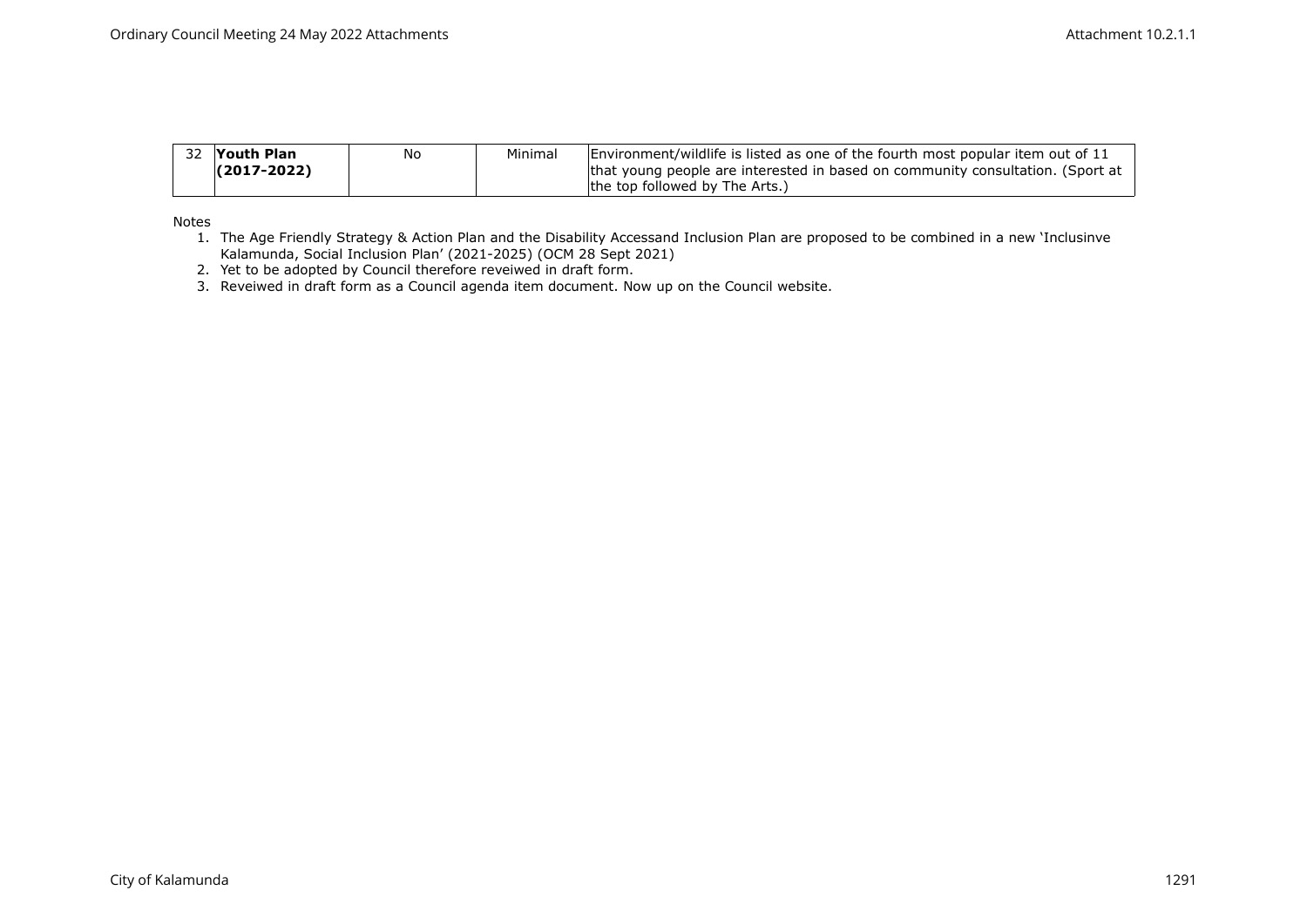| | | | | |
|---|---|---|---|---|
| 32 | **Youth Plan (2017-2022)** | No | Minimal | Environment/wildlife is listed as one of the fourth most popular item out of 11 that young people are interested in based on community consultation. (Sport at the top followed by The Arts.) |

Notes

1. The Age Friendly Strategy & Action Plan and the Disability Accessand Inclusion Plan are proposed to be combined in a new 'Inclusinve Kalamunda, Social Inclusion Plan' (2021-2025) (OCM 28 Sept 2021)
2. Yet to be adopted by Council therefore reveiwed in draft form.
3. Reveiwed in draft form as a Council agenda item document. Now up on the Council website.